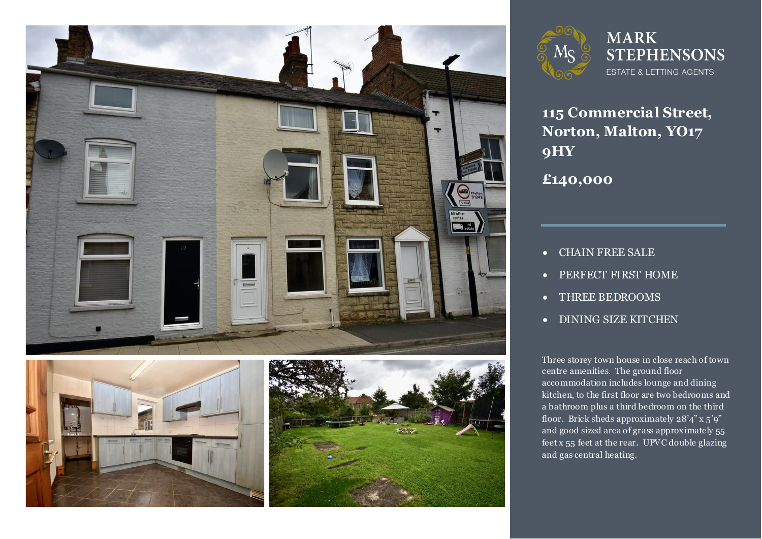MARK STEPHENSONS

ESTATE & LETTING AGENTS

# 115 Commercial Street, Norton, Malton, YO17 9HY

## £140,000

- CHAIN FREE SALE
- PERFECT FIRST HOME
- THREE BEDROOMS
- DINING SIZE KITCHEN

Three storey town house in close reach of town centre amenities. The ground floor accommodation includes lounge and dining kitchen, to the first floor are two bedrooms and a bathroom plus a third bedroom on the third floor. Brick sheds approximately 28'4" x 5'9" and good sized area of grass approximately 55 feet x 55 feet at the rear. UPVC double glazing and gas central heating.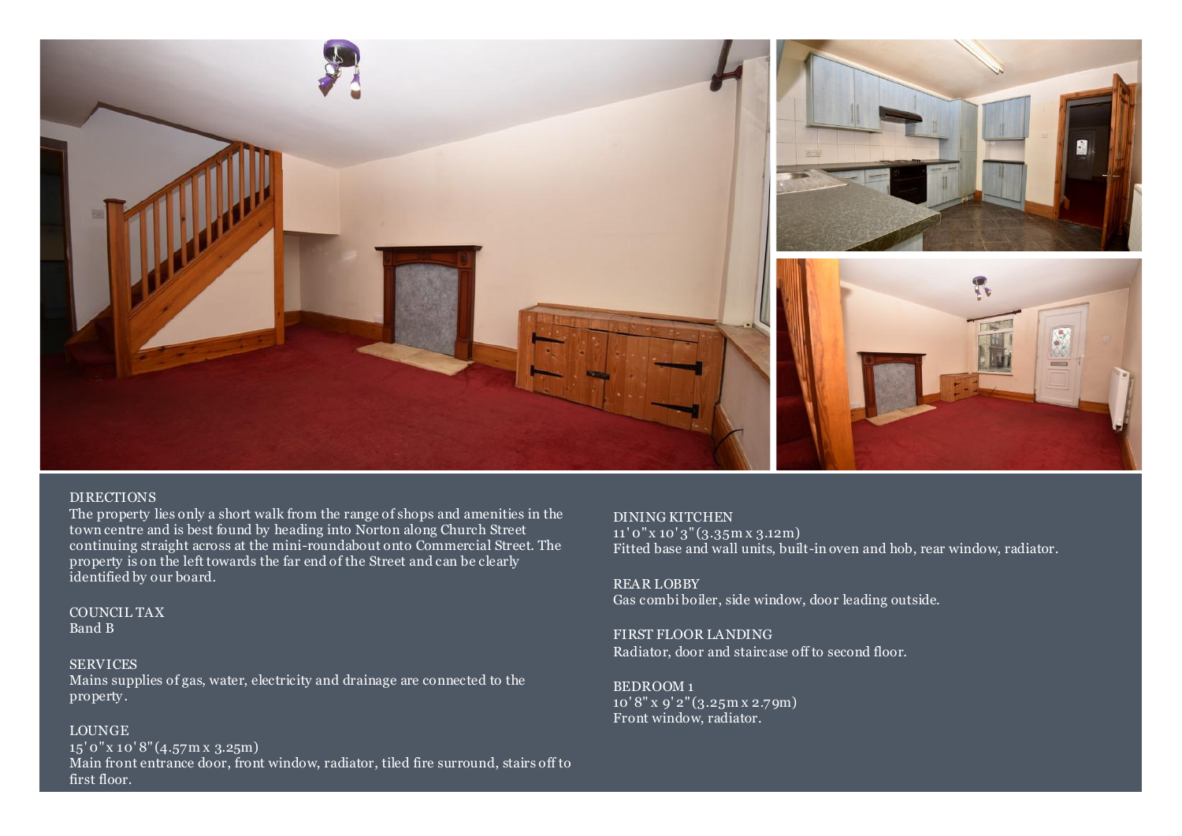## DIRECTIONS

The property lies only a short walk from the range of shops and amenities in the town centre and is best found by heading into Norton along Church Street continuing straight across at the mini-roundabout onto Commercial Street. The property is on the left towards the far end of the Street and can be clearly identified by our board.

## COUNCIL TAX

Band B

## SERVICES

Mains supplies of gas, water, electricity and drainage are connected to the property.

## LOUNGE

15' 0" x 10' 8" (4.57m x 3.25m)
Main front entrance door, front window, radiator, tiled fire surround, stairs off to first floor.

## DINING KITCHEN

11' 0" x 10' 3" (3.35m x 3.12m)
Fitted base and wall units, built-in oven and hob, rear window, radiator.

## REAR LOBBY

Gas combi boiler, side window, door leading outside.

## FIRST FLOOR LANDING

Radiator, door and staircase off to second floor.

## BEDROOM 1

10' 8" x 9' 2" (3.25m x 2.79m)
Front window, radiator.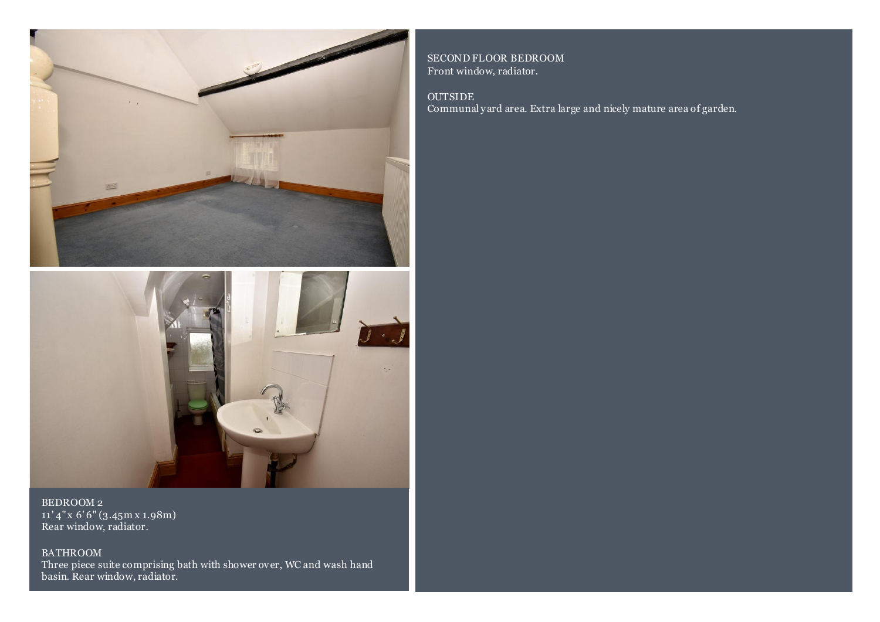BEDROOM 2
11' 4" x 6' 6" (3.45m x 1.98m)
Rear window, radiator.

BATHROOM
Three piece suite comprising bath with shower over, WC and wash hand basin. Rear window, radiator.

SECOND FLOOR BEDROOM
Front window, radiator.

OUTSIDE
Communal yard area. Extra large and nicely mature area of garden.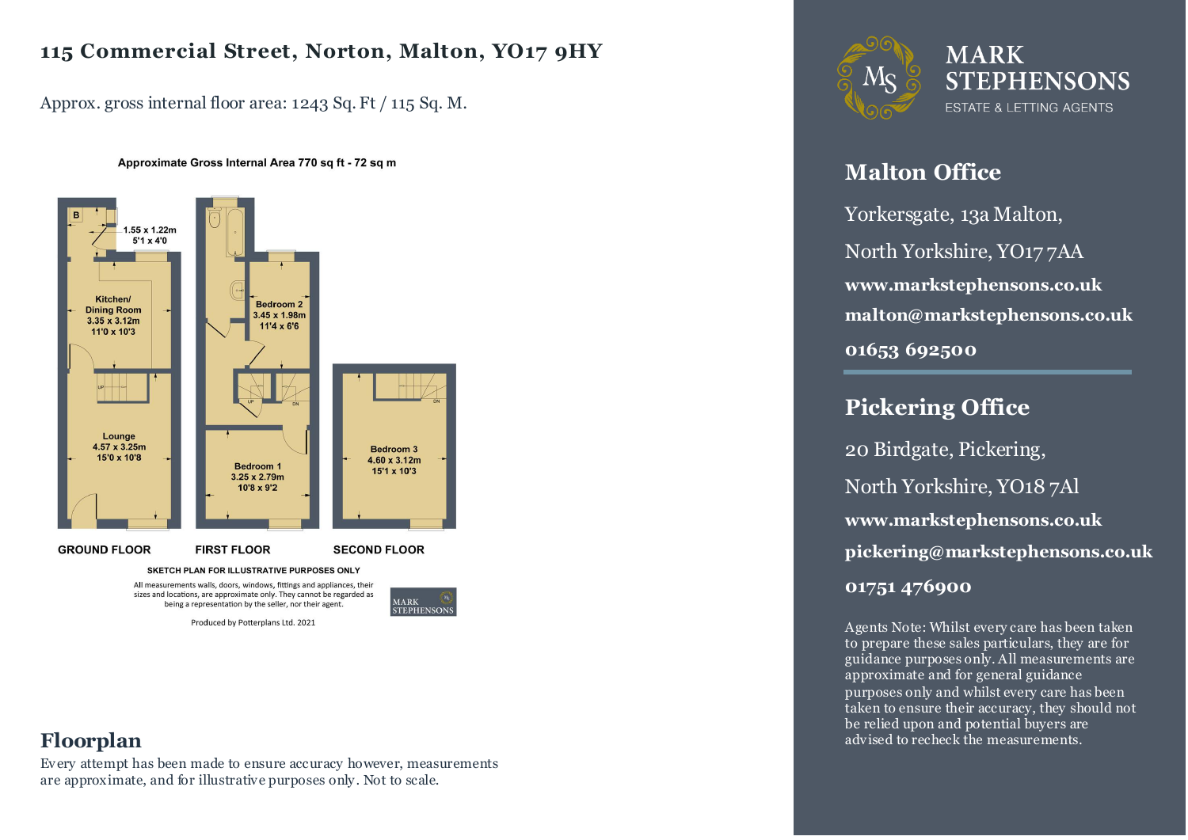# 115 Commercial Street, Norton, Malton, YO17 9HY

Approx. gross internal floor area: 1243 Sq. Ft / 115 Sq. M.

Approximate Gross Internal Area 770 sq ft - 72 sq m

B

1.55 x 1.22m
5'1 x 4'0

Kitchen/
Dining Room
3.35 x 3.12m
11'0 x 10'3

UP

Lounge
4.57 x 3.25m
15'0 x 10'8

Bedroom 2
3.45 x 1.98m
11'4 x 6'6

UP

DN

Bedroom 1
3.25 x 2.79m
10'8 x 9'2

DN

Bedroom 3
4.60 x 3.12m
15'1 x 10'3

GROUND FLOOR

FIRST FLOOR

SECOND FLOOR

SKETCH PLAN FOR ILLUSTRATIVE PURPOSES ONLY

All measurements walls, doors, windows, fittings and appliances, their sizes and locations, are approximate only. They cannot be regarded as being a representation by the seller, nor their agent.

MARK STEPHENSONS

Produced by Potterplans Ltd. 2021

## Floorplan

Every attempt has been made to ensure accuracy however, measurements are approximate, and for illustrative purposes only. Not to scale.

MARK STEPHENSONS
ESTATE & LETTING AGENTS

## Malton Office

Yorkersgate, 13a Malton,

North Yorkshire, YO17 7AA

**www.markstephensons.co.uk**

**malton@markstephensons.co.uk**

**01653 692500**

## Pickering Office

20 Birdgate, Pickering,

North Yorkshire, YO18 7Al

**www.markstephensons.co.uk**

**pickering@markstephensons.co.uk**

**01751 476900**

Agents Note: Whilst every care has been taken to prepare these sales particulars, they are for guidance purposes only. All measurements are approximate and for general guidance purposes only and whilst every care has been taken to ensure their accuracy, they should not be relied upon and potential buyers are advised to recheck the measurements.